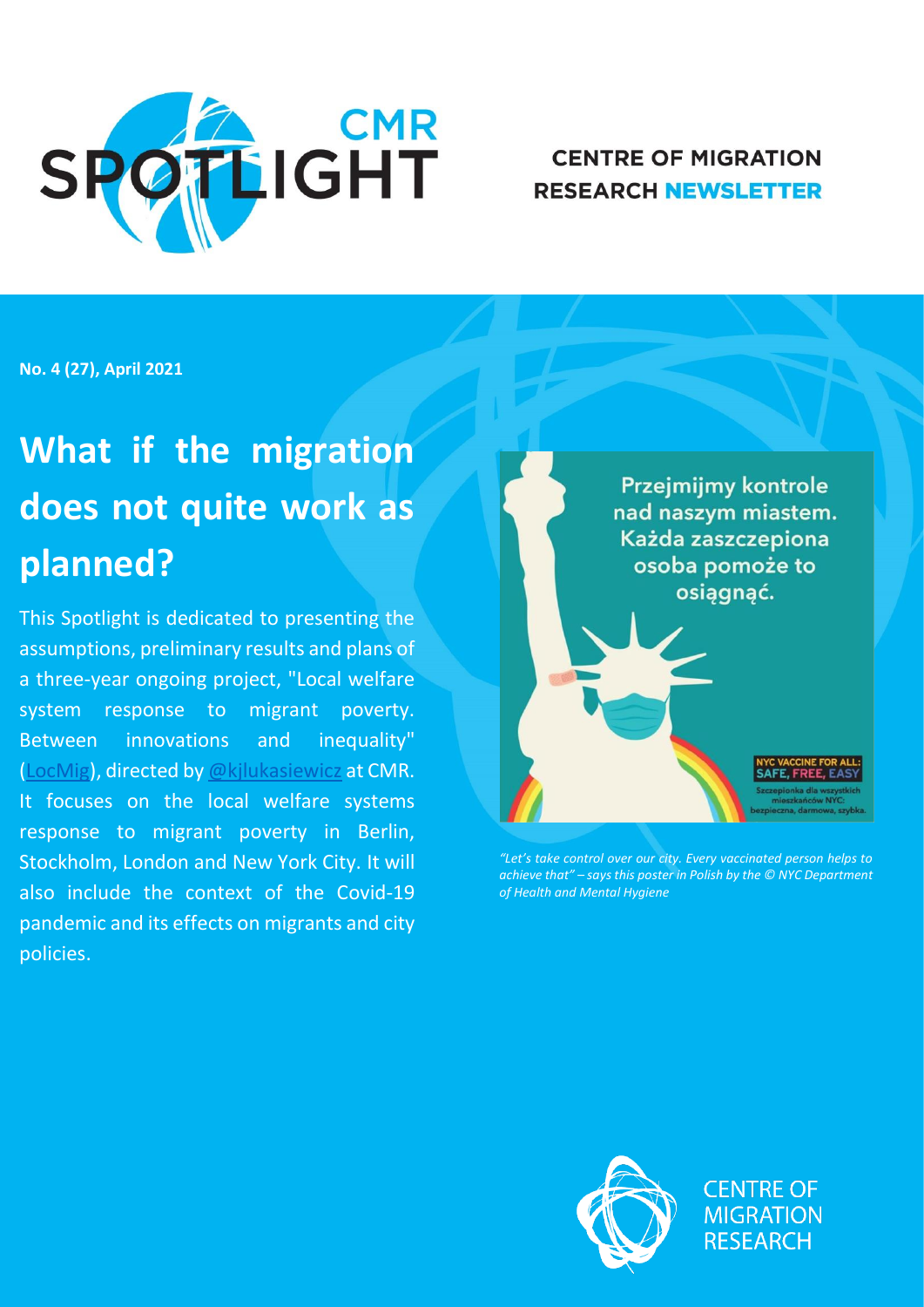# CMR SPOTLIGHT

**CENTRE OF MIGRATION RESEARCH NEWSLETTER**

**No. 4 (27), April 2021**

# What if the migration does not quite work as planned?

This Spotlight is dedicated to presenting the assumptions, preliminary results and plans of a three-year ongoing project, "Local welfare system response to migrant poverty. Between innovations and inequality" (LocMig), directed by @kjlukasiewicz at CMR. It focuses on the local welfare systems response to migrant poverty in Berlin, Stockholm, London and New York City. It will also include the context of the Covid-19 pandemic and its effects on migrants and city policies.

Przejmijmy kontrole nad naszym miastem. Każda zaszczepiona osoba pomoże to osiągnąć.

NYC VACCINE FOR ALL: SAFE, FREE, EASY

Szczepionka dla wszystkich mieszkańców NYC: bezpieczna, darmowa, szybka.

*"Let's take control over our city. Every vaccinated person helps to achieve that" – says this poster in Polish by the © NYC Department of Health and Mental Hygiene*

CENTRE OF MIGRATION RESEARCH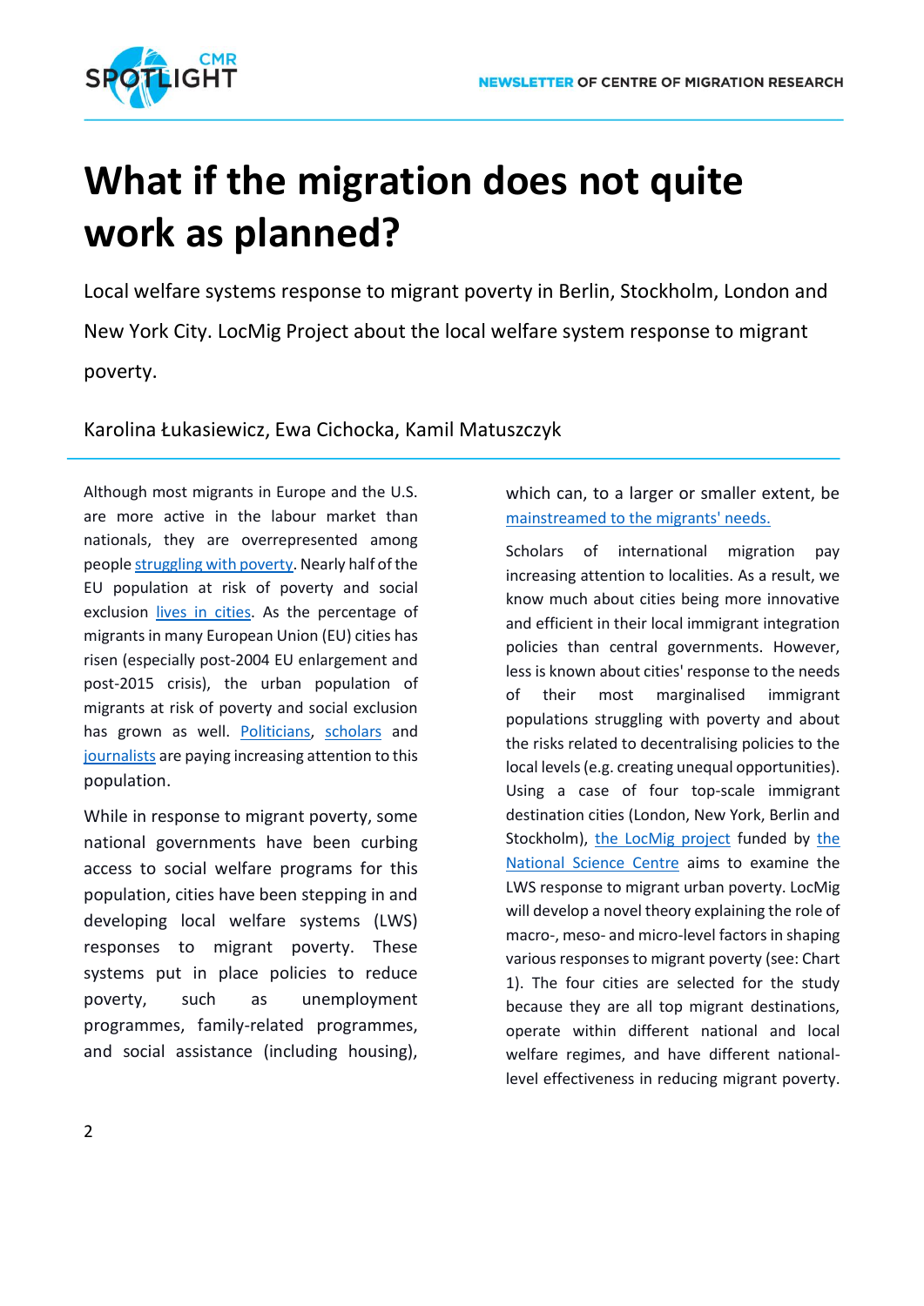# What if the migration does not quite work as planned?

Local welfare systems response to migrant poverty in Berlin, Stockholm, London and New York City. LocMig Project about the local welfare system response to migrant poverty.

Karolina Łukasiewicz, Ewa Cichocka, Kamil Matuszczyk

Although most migrants in Europe and the U.S. are more active in the labour market than nationals, they are overrepresented among people struggling with poverty. Nearly half of the EU population at risk of poverty and social exclusion lives in cities. As the percentage of migrants in many European Union (EU) cities has risen (especially post-2004 EU enlargement and post-2015 crisis), the urban population of migrants at risk of poverty and social exclusion has grown as well. Politicians, scholars and journalists are paying increasing attention to this population.

While in response to migrant poverty, some national governments have been curbing access to social welfare programs for this population, cities have been stepping in and developing local welfare systems (LWS) responses to migrant poverty. These systems put in place policies to reduce poverty, such as unemployment programmes, family-related programmes, and social assistance (including housing), which can, to a larger or smaller extent, be mainstreamed to the migrants' needs.

Scholars of international migration pay increasing attention to localities. As a result, we know much about cities being more innovative and efficient in their local immigrant integration policies than central governments. However, less is known about cities' response to the needs of their most marginalised immigrant populations struggling with poverty and about the risks related to decentralising policies to the local levels (e.g. creating unequal opportunities). Using a case of four top-scale immigrant destination cities (London, New York, Berlin and Stockholm), the LocMig project funded by the National Science Centre aims to examine the LWS response to migrant urban poverty. LocMig will develop a novel theory explaining the role of macro-, meso- and micro-level factors in shaping various responses to migrant poverty (see: Chart 1). The four cities are selected for the study because they are all top migrant destinations, operate within different national and local welfare regimes, and have different national-level effectiveness in reducing migrant poverty.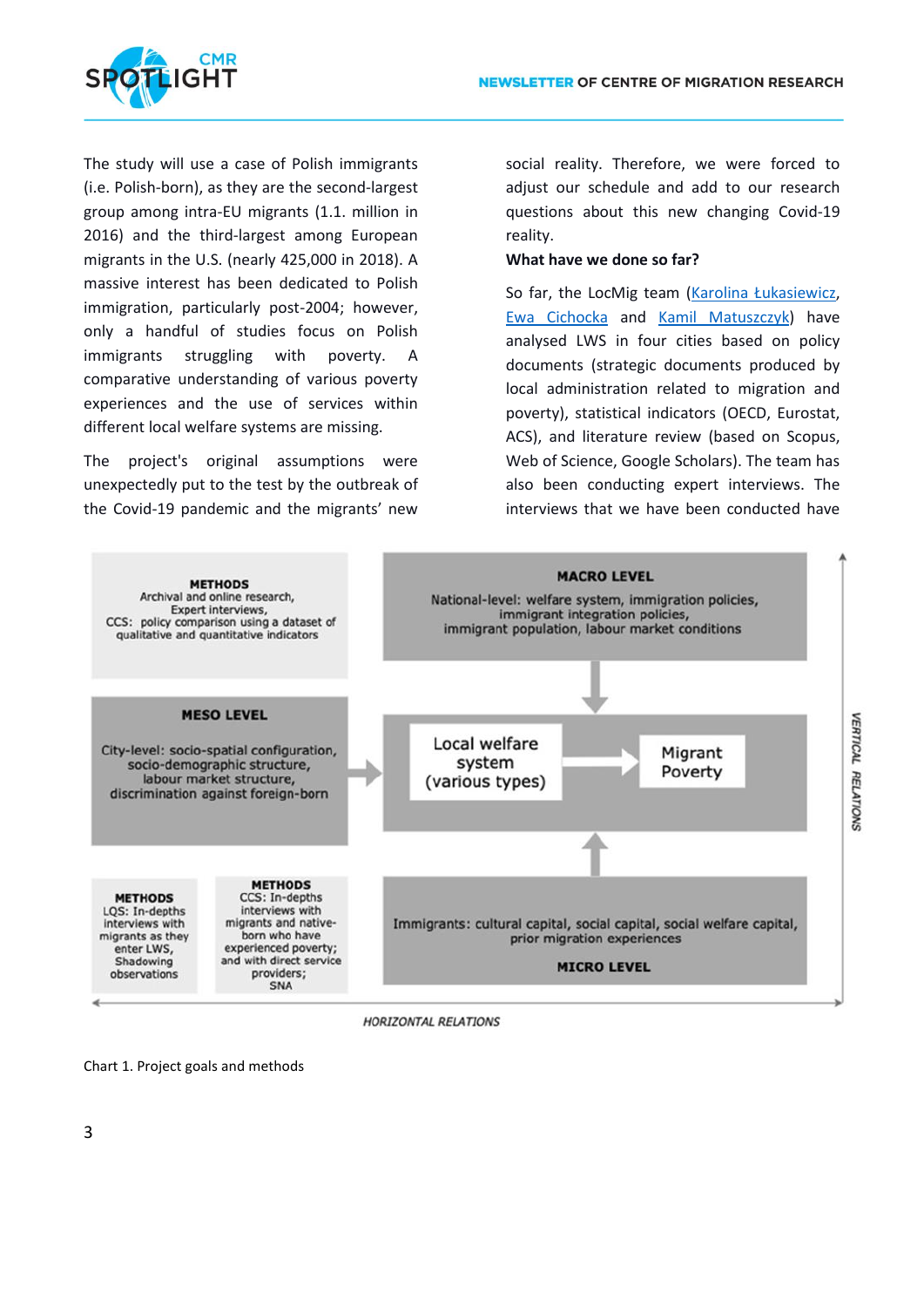The study will use a case of Polish immigrants (i.e. Polish-born), as they are the second-largest group among intra-EU migrants (1.1. million in 2016) and the third-largest among European migrants in the U.S. (nearly 425,000 in 2018). A massive interest has been dedicated to Polish immigration, particularly post-2004; however, only a handful of studies focus on Polish immigrants struggling with poverty. A comparative understanding of various poverty experiences and the use of services within different local welfare systems are missing.

The project's original assumptions were unexpectedly put to the test by the outbreak of the Covid-19 pandemic and the migrants' new social reality. Therefore, we were forced to adjust our schedule and add to our research questions about this new changing Covid-19 reality.

**What have we done so far?**

So far, the LocMig team (Karolina Łukasiewicz, Ewa Cichocka and Kamil Matuszczyk) have analysed LWS in four cities based on policy documents (strategic documents produced by local administration related to migration and poverty), statistical indicators (OECD, Eurostat, ACS), and literature review (based on Scopus, Web of Science, Google Scholars). The team has also been conducting expert interviews. The interviews that we have been conducted have

**METHODS**
Archival and online research,
Expert interviews,
CCS: policy comparison using a dataset of qualitative and quantitative indicators

**MACRO LEVEL**
National-level: welfare system, immigration policies, immigrant integration policies, immigrant population, labour market conditions

**MESO LEVEL**
City-level: socio-spatial configuration, socio-demographic structure, labour market structure, discrimination against foreign-born

Local welfare system (various types) → Migrant Poverty

**METHODS**
LQS: In-depths interviews with migrants as they enter LWS, Shadowing observations

**METHODS**
CCS: In-depths interviews with migrants and native-born who have experienced poverty; and with direct service providers; SNA

Immigrants: cultural capital, social capital, social welfare capital, prior migration experiences

**MICRO LEVEL**

*VERTICAL RELATIONS*

*HORIZONTAL RELATIONS*

Chart 1. Project goals and methods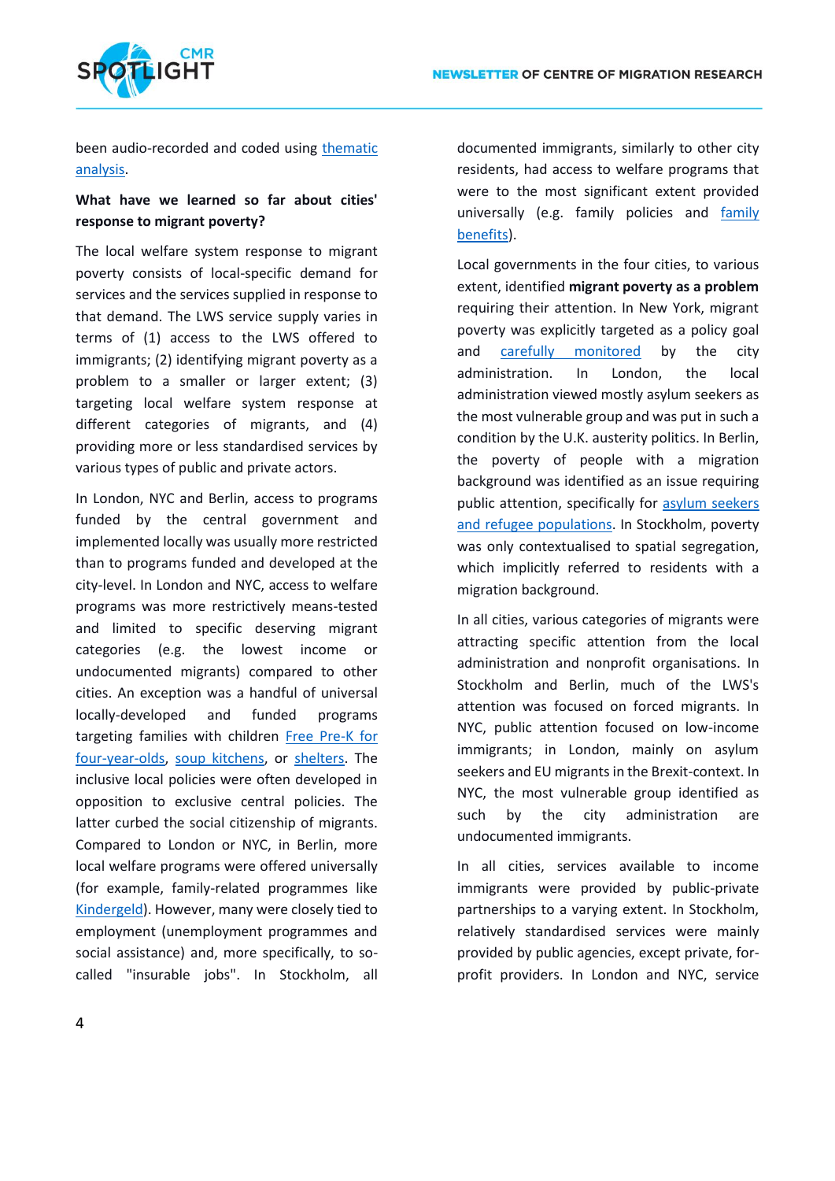been audio-recorded and coded using thematic analysis.

**What have we learned so far about cities' response to migrant poverty?**

The local welfare system response to migrant poverty consists of local-specific demand for services and the services supplied in response to that demand. The LWS service supply varies in terms of (1) access to the LWS offered to immigrants; (2) identifying migrant poverty as a problem to a smaller or larger extent; (3) targeting local welfare system response at different categories of migrants, and (4) providing more or less standardised services by various types of public and private actors.

In London, NYC and Berlin, access to programs funded by the central government and implemented locally was usually more restricted than to programs funded and developed at the city-level. In London and NYC, access to welfare programs was more restrictively means-tested and limited to specific deserving migrant categories (e.g. the lowest income or undocumented migrants) compared to other cities. An exception was a handful of universal locally-developed and funded programs targeting families with children Free Pre-K for four-year-olds, soup kitchens, or shelters. The inclusive local policies were often developed in opposition to exclusive central policies. The latter curbed the social citizenship of migrants. Compared to London or NYC, in Berlin, more local welfare programs were offered universally (for example, family-related programmes like Kindergeld). However, many were closely tied to employment (unemployment programmes and social assistance) and, more specifically, to so-called "insurable jobs". In Stockholm, all documented immigrants, similarly to other city residents, had access to welfare programs that were to the most significant extent provided universally (e.g. family policies and family benefits).

Local governments in the four cities, to various extent, identified **migrant poverty as a problem** requiring their attention. In New York, migrant poverty was explicitly targeted as a policy goal and carefully monitored by the city administration. In London, the local administration viewed mostly asylum seekers as the most vulnerable group and was put in such a condition by the U.K. austerity politics. In Berlin, the poverty of people with a migration background was identified as an issue requiring public attention, specifically for asylum seekers and refugee populations. In Stockholm, poverty was only contextualised to spatial segregation, which implicitly referred to residents with a migration background.

In all cities, various categories of migrants were attracting specific attention from the local administration and nonprofit organisations. In Stockholm and Berlin, much of the LWS's attention was focused on forced migrants. In NYC, public attention focused on low-income immigrants; in London, mainly on asylum seekers and EU migrants in the Brexit-context. In NYC, the most vulnerable group identified as such by the city administration are undocumented immigrants.

In all cities, services available to income immigrants were provided by public-private partnerships to a varying extent. In Stockholm, relatively standardised services were mainly provided by public agencies, except private, for-profit providers. In London and NYC, service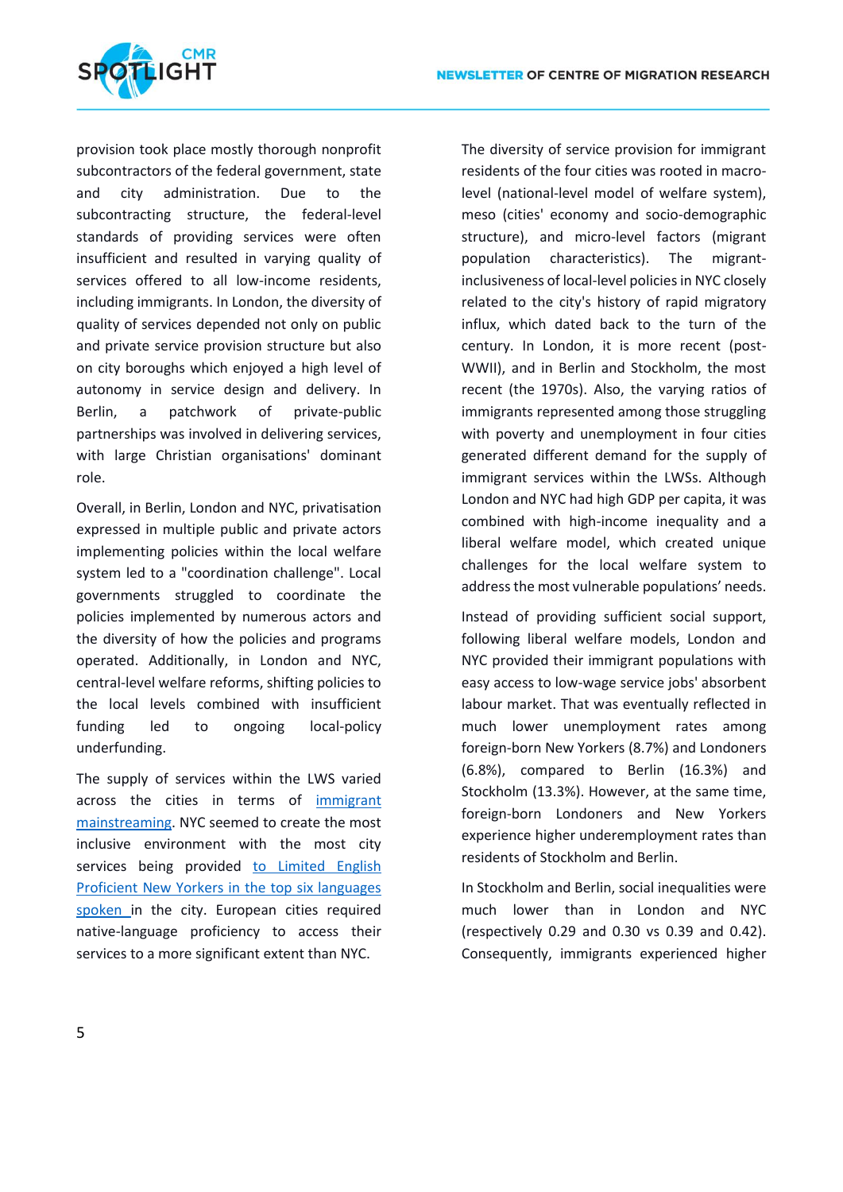provision took place mostly thorough nonprofit subcontractors of the federal government, state and city administration. Due to the subcontracting structure, the federal-level standards of providing services were often insufficient and resulted in varying quality of services offered to all low-income residents, including immigrants. In London, the diversity of quality of services depended not only on public and private service provision structure but also on city boroughs which enjoyed a high level of autonomy in service design and delivery. In Berlin, a patchwork of private-public partnerships was involved in delivering services, with large Christian organisations' dominant role.

Overall, in Berlin, London and NYC, privatisation expressed in multiple public and private actors implementing policies within the local welfare system led to a "coordination challenge". Local governments struggled to coordinate the policies implemented by numerous actors and the diversity of how the policies and programs operated. Additionally, in London and NYC, central-level welfare reforms, shifting policies to the local levels combined with insufficient funding led to ongoing local-policy underfunding.

The supply of services within the LWS varied across the cities in terms of immigrant mainstreaming. NYC seemed to create the most inclusive environment with the most city services being provided to Limited English Proficient New Yorkers in the top six languages spoken in the city. European cities required native-language proficiency to access their services to a more significant extent than NYC.

The diversity of service provision for immigrant residents of the four cities was rooted in macro-level (national-level model of welfare system), meso (cities' economy and socio-demographic structure), and micro-level factors (migrant population characteristics). The migrant-inclusiveness of local-level policies in NYC closely related to the city's history of rapid migratory influx, which dated back to the turn of the century. In London, it is more recent (post-WWII), and in Berlin and Stockholm, the most recent (the 1970s). Also, the varying ratios of immigrants represented among those struggling with poverty and unemployment in four cities generated different demand for the supply of immigrant services within the LWSs. Although London and NYC had high GDP per capita, it was combined with high-income inequality and a liberal welfare model, which created unique challenges for the local welfare system to address the most vulnerable populations' needs.

Instead of providing sufficient social support, following liberal welfare models, London and NYC provided their immigrant populations with easy access to low-wage service jobs' absorbent labour market. That was eventually reflected in much lower unemployment rates among foreign-born New Yorkers (8.7%) and Londoners (6.8%), compared to Berlin (16.3%) and Stockholm (13.3%). However, at the same time, foreign-born Londoners and New Yorkers experience higher underemployment rates than residents of Stockholm and Berlin.

In Stockholm and Berlin, social inequalities were much lower than in London and NYC (respectively 0.29 and 0.30 vs 0.39 and 0.42). Consequently, immigrants experienced higher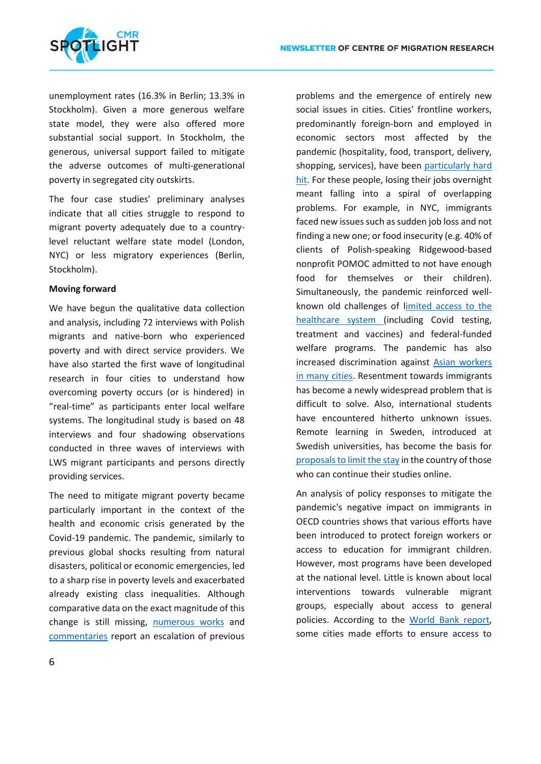unemployment rates (16.3% in Berlin; 13.3% in Stockholm). Given a more generous welfare state model, they were also offered more substantial social support. In Stockholm, the generous, universal support failed to mitigate the adverse outcomes of multi-generational poverty in segregated city outskirts.

The four case studies' preliminary analyses indicate that all cities struggle to respond to migrant poverty adequately due to a country-level reluctant welfare state model (London, NYC) or less migratory experiences (Berlin, Stockholm).

**Moving forward**

We have begun the qualitative data collection and analysis, including 72 interviews with Polish migrants and native-born who experienced poverty and with direct service providers. We have also started the first wave of longitudinal research in four cities to understand how overcoming poverty occurs (or is hindered) in "real-time" as participants enter local welfare systems. The longitudinal study is based on 48 interviews and four shadowing observations conducted in three waves of interviews with LWS migrant participants and persons directly providing services.

The need to mitigate migrant poverty became particularly important in the context of the health and economic crisis generated by the Covid-19 pandemic. The pandemic, similarly to previous global shocks resulting from natural disasters, political or economic emergencies, led to a sharp rise in poverty levels and exacerbated already existing class inequalities. Although comparative data on the exact magnitude of this change is still missing, numerous works and commentaries report an escalation of previous problems and the emergence of entirely new social issues in cities. Cities' frontline workers, predominantly foreign-born and employed in economic sectors most affected by the pandemic (hospitality, food, transport, delivery, shopping, services), have been particularly hard hit. For these people, losing their jobs overnight meant falling into a spiral of overlapping problems. For example, in NYC, immigrants faced new issues such as sudden job loss and not finding a new one; or food insecurity (e.g. 40% of clients of Polish-speaking Ridgewood-based nonprofit POMOC admitted to not have enough food for themselves or their children). Simultaneously, the pandemic reinforced well-known old challenges of limited access to the healthcare system (including Covid testing, treatment and vaccines) and federal-funded welfare programs. The pandemic has also increased discrimination against Asian workers in many cities. Resentment towards immigrants has become a newly widespread problem that is difficult to solve. Also, international students have encountered hitherto unknown issues. Remote learning in Sweden, introduced at Swedish universities, has become the basis for proposals to limit the stay in the country of those who can continue their studies online.

An analysis of policy responses to mitigate the pandemic's negative impact on immigrants in OECD countries shows that various efforts have been introduced to protect foreign workers or access to education for immigrant children. However, most programs have been developed at the national level. Little is known about local interventions towards vulnerable migrant groups, especially about access to general policies. According to the World Bank report, some cities made efforts to ensure access to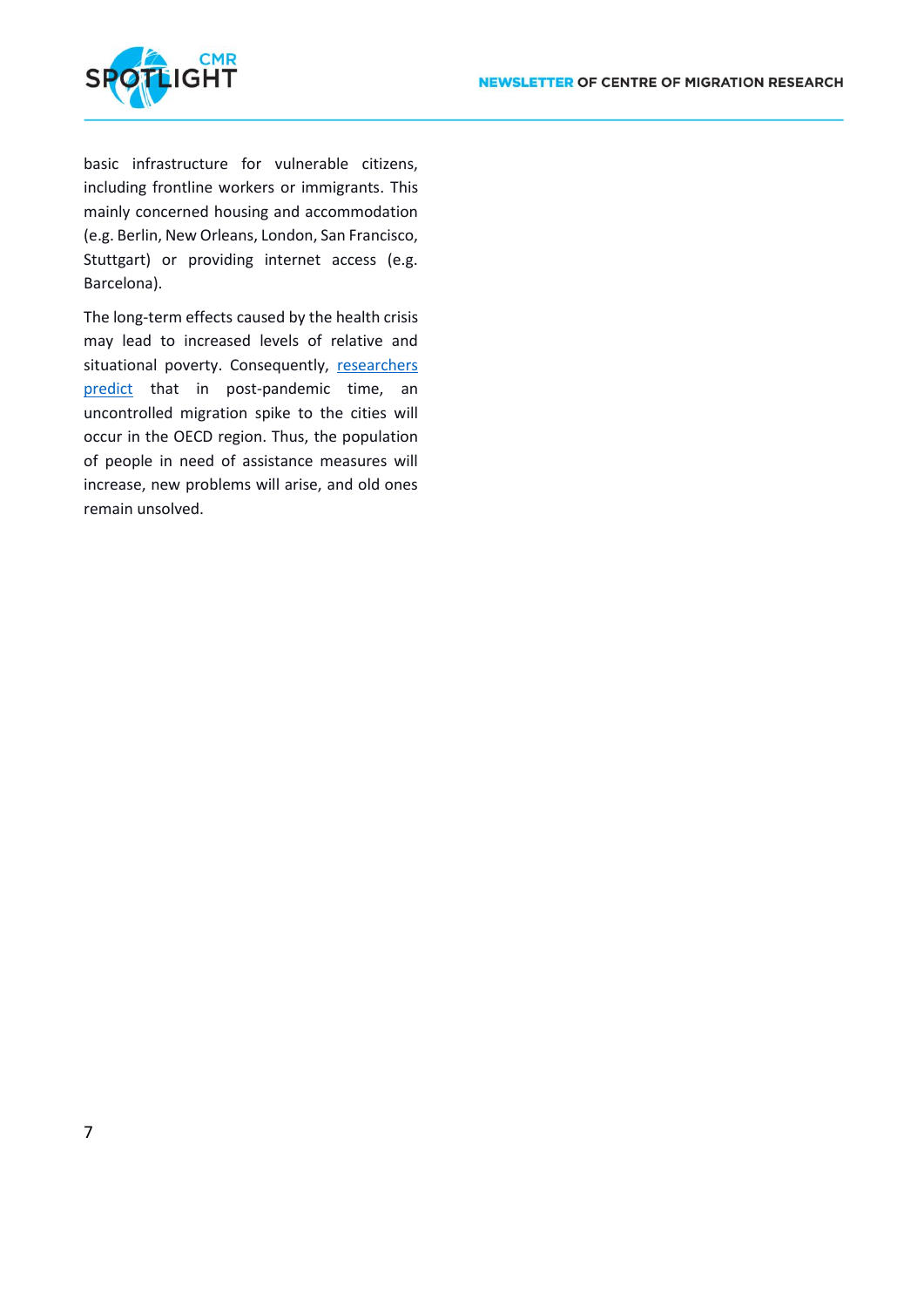basic infrastructure for vulnerable citizens, including frontline workers or immigrants. This mainly concerned housing and accommodation (e.g. Berlin, New Orleans, London, San Francisco, Stuttgart) or providing internet access (e.g. Barcelona).

The long-term effects caused by the health crisis may lead to increased levels of relative and situational poverty. Consequently, researchers predict that in post-pandemic time, an uncontrolled migration spike to the cities will occur in the OECD region. Thus, the population of people in need of assistance measures will increase, new problems will arise, and old ones remain unsolved.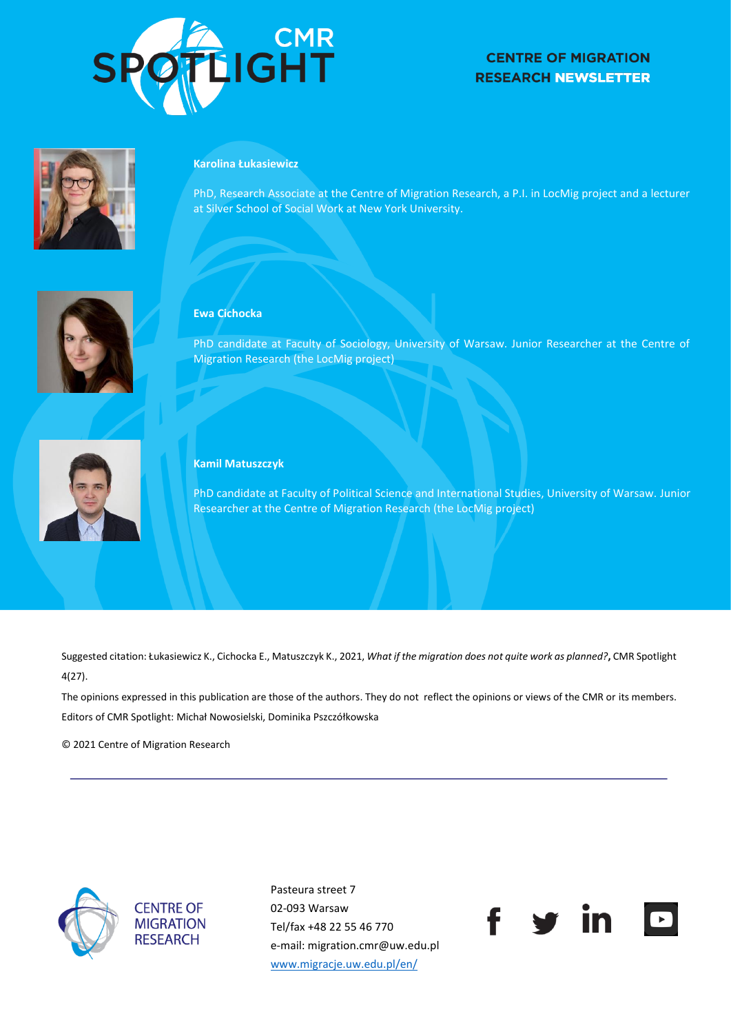CMR SPOTLIGHT

CENTRE OF MIGRATION RESEARCH **NEWSLETTER**

**Karolina Łukasiewicz**

PhD, Research Associate at the Centre of Migration Research, a P.I. in LocMig project and a lecturer at Silver School of Social Work at New York University.

**Ewa Cichocka**

PhD candidate at Faculty of Sociology, University of Warsaw. Junior Researcher at the Centre of Migration Research (the LocMig project)

**Kamil Matuszczyk**

PhD candidate at Faculty of Political Science and International Studies, University of Warsaw. Junior Researcher at the Centre of Migration Research (the LocMig project)

Suggested citation: Łukasiewicz K., Cichocka E., Matuszczyk K., 2021, *What if the migration does not quite work as planned?*, CMR Spotlight 4(27).

The opinions expressed in this publication are those of the authors. They do not reflect the opinions or views of the CMR or its members.

Editors of CMR Spotlight: Michał Nowosielski, Dominika Pszczółkowska

© 2021 Centre of Migration Research

---

CENTRE OF MIGRATION RESEARCH

Pasteura street 7
02-093 Warsaw
Tel/fax +48 22 55 46 770
e-mail: migration.cmr@uw.edu.pl
[www.migracje.uw.edu.pl/en/](www.migracje.uw.edu.pl/en/)